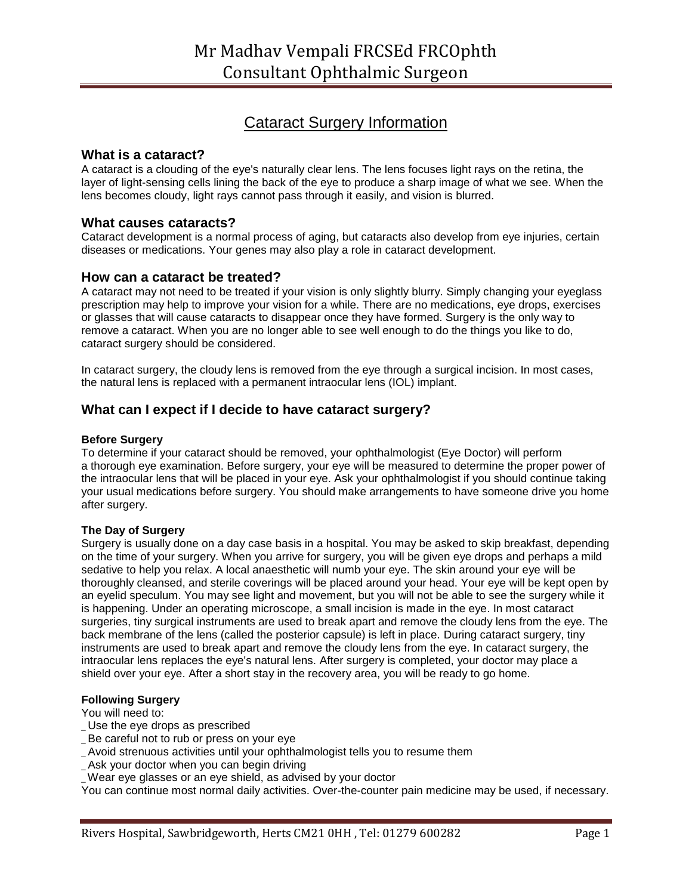# Mr Madhav Vempali FRCSEd FRCOphth
# Consultant Ophthalmic Surgeon

## Cataract Surgery Information

### What is a cataract?

A cataract is a clouding of the eye's naturally clear lens. The lens focuses light rays on the retina, the layer of light-sensing cells lining the back of the eye to produce a sharp image of what we see. When the lens becomes cloudy, light rays cannot pass through it easily, and vision is blurred.

### What causes cataracts?

Cataract development is a normal process of aging, but cataracts also develop from eye injuries, certain diseases or medications. Your genes may also play a role in cataract development.

### How can a cataract be treated?

A cataract may not need to be treated if your vision is only slightly blurry. Simply changing your eyeglass prescription may help to improve your vision for a while. There are no medications, eye drops, exercises or glasses that will cause cataracts to disappear once they have formed. Surgery is the only way to remove a cataract. When you are no longer able to see well enough to do the things you like to do, cataract surgery should be considered.

In cataract surgery, the cloudy lens is removed from the eye through a surgical incision. In most cases, the natural lens is replaced with a permanent intraocular lens (IOL) implant.

### What can I expect if I decide to have cataract surgery?

#### Before Surgery

To determine if your cataract should be removed, your ophthalmologist (Eye Doctor) will perform a thorough eye examination. Before surgery, your eye will be measured to determine the proper power of the intraocular lens that will be placed in your eye. Ask your ophthalmologist if you should continue taking your usual medications before surgery. You should make arrangements to have someone drive you home after surgery.

#### The Day of Surgery

Surgery is usually done on a day case basis in a hospital. You may be asked to skip breakfast, depending on the time of your surgery. When you arrive for surgery, you will be given eye drops and perhaps a mild sedative to help you relax. A local anaesthetic will numb your eye. The skin around your eye will be thoroughly cleansed, and sterile coverings will be placed around your head. Your eye will be kept open by an eyelid speculum. You may see light and movement, but you will not be able to see the surgery while it is happening. Under an operating microscope, a small incision is made in the eye. In most cataract surgeries, tiny surgical instruments are used to break apart and remove the cloudy lens from the eye. The back membrane of the lens (called the posterior capsule) is left in place. During cataract surgery, tiny instruments are used to break apart and remove the cloudy lens from the eye. In cataract surgery, the intraocular lens replaces the eye's natural lens. After surgery is completed, your doctor may place a shield over your eye. After a short stay in the recovery area, you will be ready to go home.

#### Following Surgery

You will need to:

_ Use the eye drops as prescribed
_ Be careful not to rub or press on your eye
_ Avoid strenuous activities until your ophthalmologist tells you to resume them
_ Ask your doctor when you can begin driving
_ Wear eye glasses or an eye shield, as advised by your doctor

You can continue most normal daily activities. Over-the-counter pain medicine may be used, if necessary.

Rivers Hospital, Sawbridgeworth, Herts CM21 0HH , Tel: 01279 600282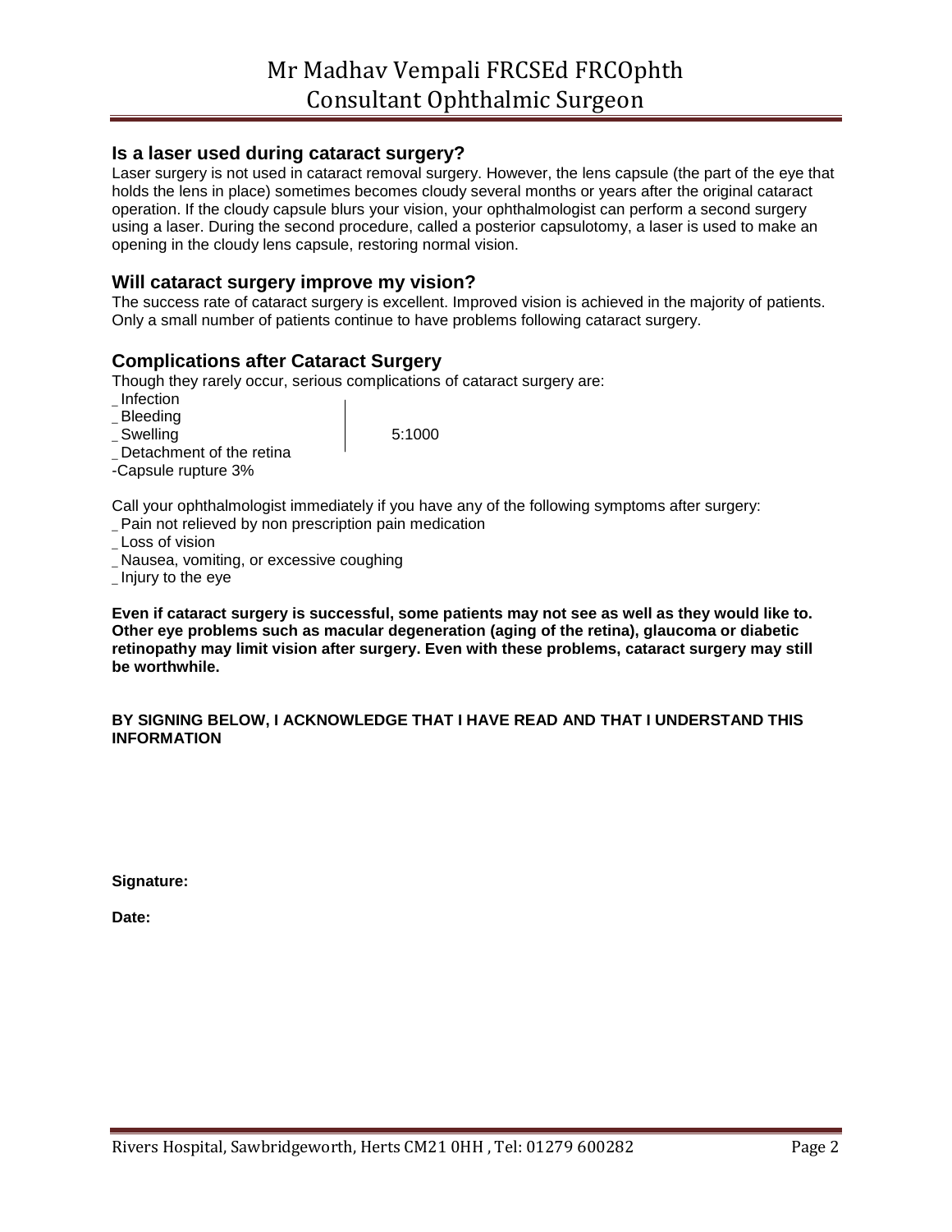## Is a laser used during cataract surgery?

Laser surgery is not used in cataract removal surgery. However, the lens capsule (the part of the eye that holds the lens in place) sometimes becomes cloudy several months or years after the original cataract operation. If the cloudy capsule blurs your vision, your ophthalmologist can perform a second surgery using a laser. During the second procedure, called a posterior capsulotomy, a laser is used to make an opening in the cloudy lens capsule, restoring normal vision.

## Will cataract surgery improve my vision?

The success rate of cataract surgery is excellent. Improved vision is achieved in the majority of patients. Only a small number of patients continue to have problems following cataract surgery.

## Complications after Cataract Surgery

Though they rarely occur, serious complications of cataract surgery are:

_ Infection
_ Bleeding
_ Swelling
_ Detachment of the retina

5:1000

-Capsule rupture 3%

Call your ophthalmologist immediately if you have any of the following symptoms after surgery:

_ Pain not relieved by non prescription pain medication
_ Loss of vision
_ Nausea, vomiting, or excessive coughing
_ Injury to the eye

**Even if cataract surgery is successful, some patients may not see as well as they would like to. Other eye problems such as macular degeneration (aging of the retina), glaucoma or diabetic retinopathy may limit vision after surgery. Even with these problems, cataract surgery may still be worthwhile.**

**BY SIGNING BELOW, I ACKNOWLEDGE THAT I HAVE READ AND THAT I UNDERSTAND THIS INFORMATION**

**Signature:**

**Date:**